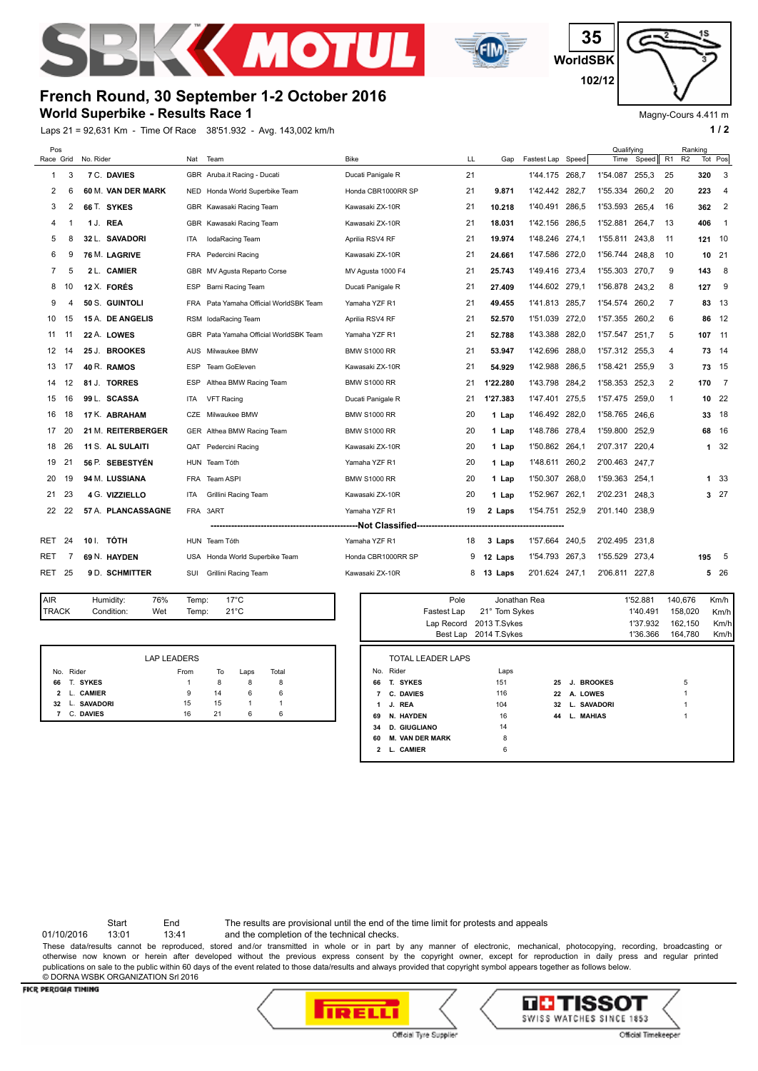# French Round, 30 September 1-2 October 2016

## World Superbike - Results Race 1

35 WorldSBK 102/12

Magny-Cours 4.411 m

Laps 21 = 92,631 Km - Time Of Race 38'51.932 - Avg. 143,002 km/h

| Pos Race | Pos Grid | No. Rider | Nat | Team | Bike | LL | Gap | Fastest Lap | Speed | Qualifying Time | Qualifying Speed | Ranking R1 | Ranking R2 | Ranking Tot | Ranking Pos |
|---|---|---|---|---|---|---|---|---|---|---|---|---|---|---|---|
| 1 | 3 | 7 C. **DAVIES** | GBR | Aruba.it Racing - Ducati | Ducati Panigale R | 21 | | 1'44.175 | 268,7 | 1'54.087 | 255,3 | 25 | | **320** | 3 |
| 2 | 6 | 60 M. **VAN DER MARK** | NED | Honda World Superbike Team | Honda CBR1000RR SP | 21 | **9.871** | 1'42.442 | 282,7 | 1'55.334 | 260,2 | 20 | | **223** | 4 |
| 3 | 2 | 66 T. **SYKES** | GBR | Kawasaki Racing Team | Kawasaki ZX-10R | 21 | **10.218** | 1'40.491 | 286,5 | 1'53.593 | 265,4 | 16 | | **362** | 2 |
| 4 | 1 | 1 J. **REA** | GBR | Kawasaki Racing Team | Kawasaki ZX-10R | 21 | **18.031** | 1'42.156 | 286,5 | 1'52.881 | 264,7 | 13 | | **406** | 1 |
| 5 | 8 | 32 L. **SAVADORI** | ITA | IodaRacing Team | Aprilia RSV4 RF | 21 | **19.974** | 1'48.246 | 274,1 | 1'55.811 | 243,8 | 11 | | **121** | 10 |
| 6 | 9 | 76 M. **LAGRIVE** | FRA | Pedercini Racing | Kawasaki ZX-10R | 21 | **24.661** | 1'47.586 | 272,0 | 1'56.744 | 248,8 | 10 | | **10** | 21 |
| 7 | 5 | 2 L. **CAMIER** | GBR | MV Agusta Reparto Corse | MV Agusta 1000 F4 | 21 | **25.743** | 1'49.416 | 273,4 | 1'55.303 | 270,7 | 9 | | **143** | 8 |
| 8 | 10 | 12 X. **FORÉS** | ESP | Barni Racing Team | Ducati Panigale R | 21 | **27.409** | 1'44.602 | 279,1 | 1'56.878 | 243,2 | 8 | | **127** | 9 |
| 9 | 4 | 50 S. **GUINTOLI** | FRA | Pata Yamaha Official WorldSBK Team | Yamaha YZF R1 | 21 | **49.455** | 1'41.813 | 285,7 | 1'54.574 | 260,2 | 7 | | **83** | 13 |
| 10 | 15 | 15 A. **DE ANGELIS** | RSM | IodaRacing Team | Aprilia RSV4 RF | 21 | **52.570** | 1'51.039 | 272,0 | 1'57.355 | 260,2 | 6 | | **86** | 12 |
| 11 | 11 | 22 A. **LOWES** | GBR | Pata Yamaha Official WorldSBK Team | Yamaha YZF R1 | 21 | **52.788** | 1'43.388 | 282,0 | 1'57.547 | 251,7 | 5 | | **107** | 11 |
| 12 | 14 | 25 J. **BROOKES** | AUS | Milwaukee BMW | BMW S1000 RR | 21 | **53.947** | 1'42.696 | 288,0 | 1'57.312 | 255,3 | 4 | | **73** | 14 |
| 13 | 17 | 40 R. **RAMOS** | ESP | Team GoEleven | Kawasaki ZX-10R | 21 | **54.929** | 1'42.988 | 286,5 | 1'58.421 | 255,9 | 3 | | **73** | 15 |
| 14 | 12 | 81 J. **TORRES** | ESP | Althea BMW Racing Team | BMW S1000 RR | 21 | **1'22.280** | 1'43.798 | 284,2 | 1'58.353 | 252,3 | 2 | | **170** | 7 |
| 15 | 16 | 99 L. **SCASSA** | ITA | VFT Racing | Ducati Panigale R | 21 | **1'27.383** | 1'47.401 | 275,5 | 1'57.475 | 259,0 | 1 | | **10** | 22 |
| 16 | 18 | 17 K. **ABRAHAM** | CZE | Milwaukee BMW | BMW S1000 RR | 20 | **1 Lap** | 1'46.492 | 282,0 | 1'58.765 | 246,6 | | | **33** | 18 |
| 17 | 20 | 21 M. **REITERBERGER** | GER | Althea BMW Racing Team | BMW S1000 RR | 20 | **1 Lap** | 1'48.786 | 278,4 | 1'59.800 | 252,9 | | | **68** | 16 |
| 18 | 26 | 11 S. **AL SULAITI** | QAT | Pedercini Racing | Kawasaki ZX-10R | 20 | **1 Lap** | 1'50.862 | 264,1 | 2'07.317 | 220,4 | | | **1** | 32 |
| 19 | 21 | 56 P. **SEBESTYÉN** | HUN | Team Tóth | Yamaha YZF R1 | 20 | **1 Lap** | 1'48.611 | 260,2 | 2'00.463 | 247,7 | | | | |
| 20 | 19 | 94 M. **LUSSIANA** | FRA | Team ASPI | BMW S1000 RR | 20 | **1 Lap** | 1'50.307 | 268,0 | 1'59.363 | 254,1 | | | **1** | 33 |
| 21 | 23 | 4 G. **VIZZIELLO** | ITA | Grillini Racing Team | Kawasaki ZX-10R | 20 | **1 Lap** | 1'52.967 | 262,1 | 2'02.231 | 248,3 | | | **3** | 27 |
| 22 | 22 | 57 A. **PLANCASSAGNE** | FRA | 3ART | Yamaha YZF R1 | 19 | **2 Laps** | 1'54.751 | 252,9 | 2'01.140 | 238,9 | | | | |
| **Not Classified** | | | | | | | | | | | | | | | |
| RET | 24 | 10 I. **TÓTH** | HUN | Team Tóth | Yamaha YZF R1 | 18 | **3 Laps** | 1'57.664 | 240,5 | 2'02.495 | 231,8 | | | | |
| RET | 7 | 69 N. **HAYDEN** | USA | Honda World Superbike Team | Honda CBR1000RR SP | 9 | **12 Laps** | 1'54.793 | 267,3 | 1'55.529 | 273,4 | | | **195** | 5 |
| RET | 25 | 9 D. **SCHMITTER** | SUI | Grillini Racing Team | Kawasaki ZX-10R | 8 | **13 Laps** | 2'01.624 | 247,1 | 2'06.811 | 227,8 | | | **5** | 26 |

| | | | | |
|---|---|---|---|---|
| AIR | Humidity: | 76% | Temp: | 17°C |
| TRACK | Condition: | Wet | Temp: | 21°C |

| | | | | |
|---|---|---|---|---|
| Pole | Jonathan Rea | 1'52.881 | 140,676 | Km/h |
| Fastest Lap | 21° Tom Sykes | 1'40.491 | 158,020 | Km/h |
| Lap Record | 2013 T.Sykes | 1'37.932 | 162,150 | Km/h |
| Best Lap | 2014 T.Sykes | 1'36.366 | 164,780 | Km/h |

**LAP LEADERS**

| No. | Rider | From | To | Laps | Total |
|---|---|---|---|---|---|
| 66 | T. **SYKES** | 1 | 8 | 8 | 8 |
| 2 | L. **CAMIER** | 9 | 14 | 6 | 6 |
| 32 | L. **SAVADORI** | 15 | 15 | 1 | 1 |
| 7 | C. DAVIES | 16 | 21 | 6 | 6 |

**TOTAL LEADER LAPS**

| No. | Rider | Laps | No. | Rider | Laps |
|---|---|---|---|---|---|
| 66 | T. **SYKES** | 151 | 25 | J. **BROOKES** | 5 |
| 7 | C. **DAVIES** | 116 | 22 | A. **LOWES** | 1 |
| 1 | J. **REA** | 104 | 32 | L. **SAVADORI** | 1 |
| 69 | N. **HAYDEN** | 16 | 44 | L. **MAHIAS** | 1 |
| 34 | D. **GIUGLIANO** | 14 | | | |
| 60 | M. **VAN DER MARK** | 8 | | | |
| 2 | L. **CAMIER** | 6 | | | |

| | Start | End |
|---|---|---|
| 01/10/2016 | 13:01 | 13:41 |

The results are provisional until the end of the time limit for protests and appeals and the completion of the technical checks.

These data/results cannot be reproduced, stored and/or transmitted in whole or in part by any manner of electronic, mechanical, photocopying, recording, broadcasting or otherwise now known or herein after developed without the previous express consent by the copyright owner, except for reproduction in daily press and regular printed publications on sale to the public within 60 days of the event related to those data/results and always provided that copyright symbol appears together as follows below.

© DORNA WSBK ORGANIZATION Srl 2016

FICR PERUGIA TIMING

Official Tyre Supplier

Official Timekeeper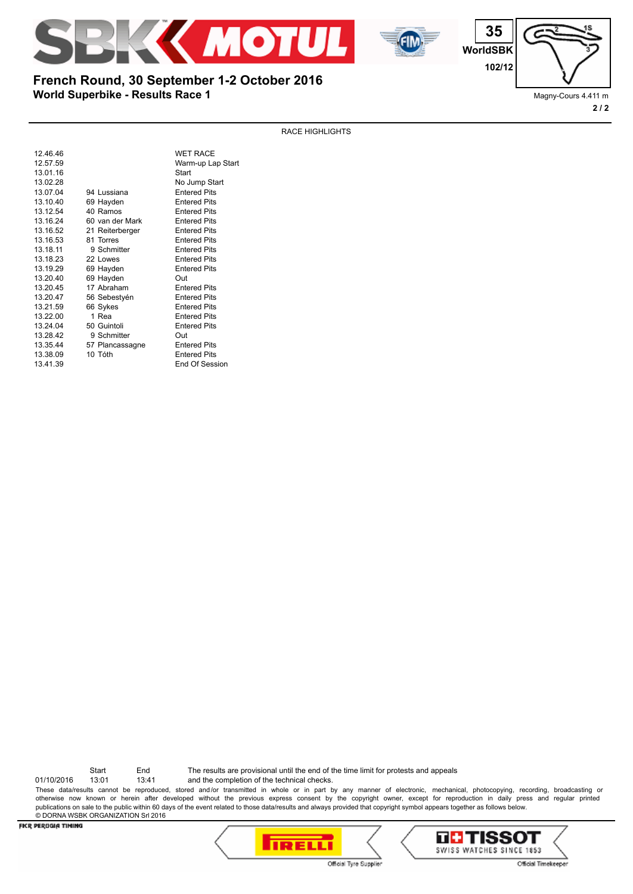# French Round, 30 September 1-2 October 2016

## World Superbike - Results Race 1

Magny-Cours 4.411 m

RACE HIGHLIGHTS

| | | |
|---|---|---|
| 12.46.46 | | WET RACE |
| 12.57.59 | | Warm-up Lap Start |
| 13.01.16 | | Start |
| 13.02.28 | | No Jump Start |
| 13.07.04 | 94 Lussiana | Entered Pits |
| 13.10.40 | 69 Hayden | Entered Pits |
| 13.12.54 | 40 Ramos | Entered Pits |
| 13.16.24 | 60 van der Mark | Entered Pits |
| 13.16.52 | 21 Reiterberger | Entered Pits |
| 13.16.53 | 81 Torres | Entered Pits |
| 13.18.11 | 9 Schmitter | Entered Pits |
| 13.18.23 | 22 Lowes | Entered Pits |
| 13.19.29 | 69 Hayden | Entered Pits |
| 13.20.40 | 69 Hayden | Out |
| 13.20.45 | 17 Abraham | Entered Pits |
| 13.20.47 | 56 Sebestyén | Entered Pits |
| 13.21.59 | 66 Sykes | Entered Pits |
| 13.22.00 | 1 Rea | Entered Pits |
| 13.24.04 | 50 Guintoli | Entered Pits |
| 13.28.42 | 9 Schmitter | Out |
| 13.35.44 | 57 Plancassagne | Entered Pits |
| 13.38.09 | 10 Tóth | Entered Pits |
| 13.41.39 | | End Of Session |

| | Start | End |
|---|---|---|
| 01/10/2016 | 13:01 | 13:41 |

The results are provisional until the end of the time limit for protests and appeals and the completion of the technical checks.

These data/results cannot be reproduced, stored and/or transmitted in whole or in part by any manner of electronic, mechanical, photocopying, recording, broadcasting or otherwise now known or herein after developed without the previous express consent by the copyright owner, except for reproduction in daily press and regular printed publications on sale to the public within 60 days of the event related to those data/results and always provided that copyright symbol appears together as follows below.

© DORNA WSBK ORGANIZATION Srl 2016

FICR PERUGIA TIMING

Official Tyre Supplier

TISSOT SWISS WATCHES SINCE 1853 Official Timekeeper